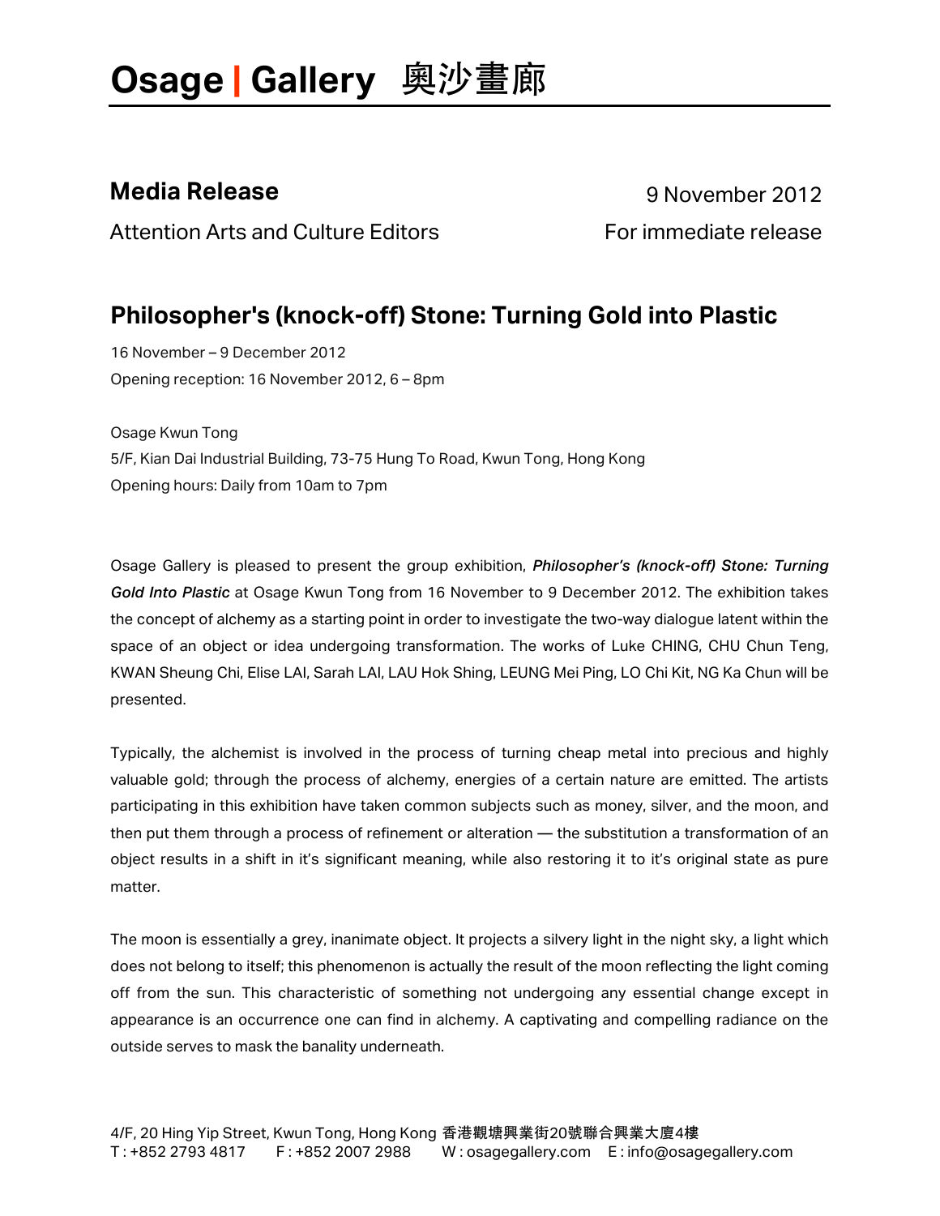# Osage | Gallery 奧沙畫廊

## Media Release

9 November 2012

Attention Arts and Culture Editors

For immediate release

## Philosopher's (knock-off) Stone: Turning Gold into Plastic

16 November – 9 December 2012
Opening reception: 16 November 2012, 6 – 8pm

Osage Kwun Tong
5/F, Kian Dai Industrial Building, 73-75 Hung To Road, Kwun Tong, Hong Kong
Opening hours: Daily from 10am to 7pm

Osage Gallery is pleased to present the group exhibition, ***Philosopher's (knock-off) Stone: Turning Gold Into Plastic*** at Osage Kwun Tong from 16 November to 9 December 2012. The exhibition takes the concept of alchemy as a starting point in order to investigate the two-way dialogue latent within the space of an object or idea undergoing transformation. The works of Luke CHING, CHU Chun Teng, KWAN Sheung Chi, Elise LAI, Sarah LAI, LAU Hok Shing, LEUNG Mei Ping, LO Chi Kit, NG Ka Chun will be presented.

Typically, the alchemist is involved in the process of turning cheap metal into precious and highly valuable gold; through the process of alchemy, energies of a certain nature are emitted. The artists participating in this exhibition have taken common subjects such as money, silver, and the moon, and then put them through a process of refinement or alteration — the substitution a transformation of an object results in a shift in it's significant meaning, while also restoring it to it's original state as pure matter.

The moon is essentially a grey, inanimate object. It projects a silvery light in the night sky, a light which does not belong to itself; this phenomenon is actually the result of the moon reflecting the light coming off from the sun. This characteristic of something not undergoing any essential change except in appearance is an occurrence one can find in alchemy. A captivating and compelling radiance on the outside serves to mask the banality underneath.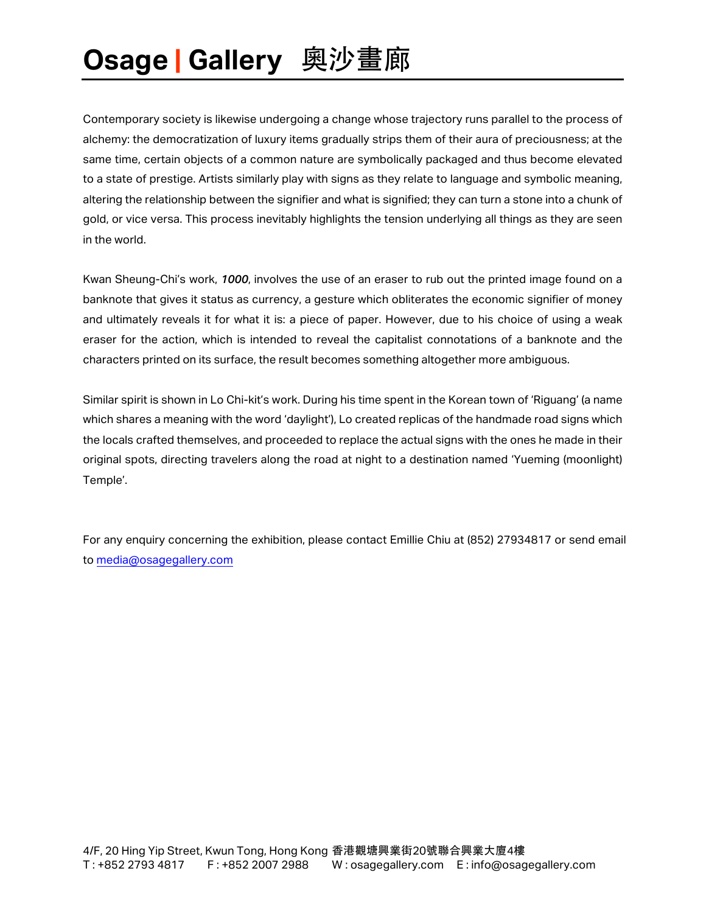Contemporary society is likewise undergoing a change whose trajectory runs parallel to the process of alchemy: the democratization of luxury items gradually strips them of their aura of preciousness; at the same time, certain objects of a common nature are symbolically packaged and thus become elevated to a state of prestige. Artists similarly play with signs as they relate to language and symbolic meaning, altering the relationship between the signifier and what is signified; they can turn a stone into a chunk of gold, or vice versa. This process inevitably highlights the tension underlying all things as they are seen in the world.

Kwan Sheung-Chi's work, ***1000***, involves the use of an eraser to rub out the printed image found on a banknote that gives it status as currency, a gesture which obliterates the economic signifier of money and ultimately reveals it for what it is: a piece of paper. However, due to his choice of using a weak eraser for the action, which is intended to reveal the capitalist connotations of a banknote and the characters printed on its surface, the result becomes something altogether more ambiguous.

Similar spirit is shown in Lo Chi-kit's work. During his time spent in the Korean town of 'Riguang' (a name which shares a meaning with the word 'daylight'), Lo created replicas of the handmade road signs which the locals crafted themselves, and proceeded to replace the actual signs with the ones he made in their original spots, directing travelers along the road at night to a destination named 'Yueming (moonlight) Temple'.

For any enquiry concerning the exhibition, please contact Emillie Chiu at (852) 27934817 or send email to media@osagegallery.com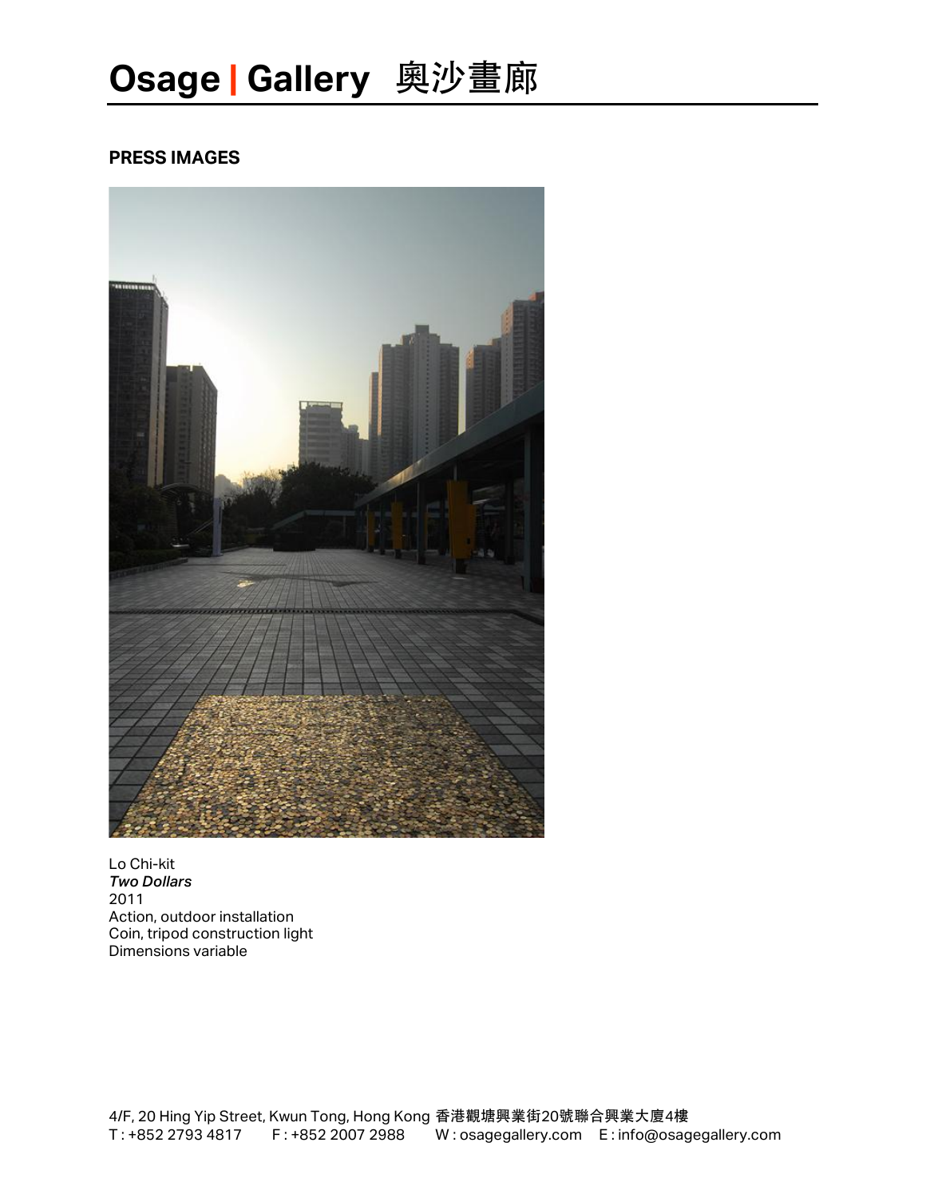## PRESS IMAGES

Lo Chi-kit
***Two Dollars***
2011
Action, outdoor installation
Coin, tripod construction light
Dimensions variable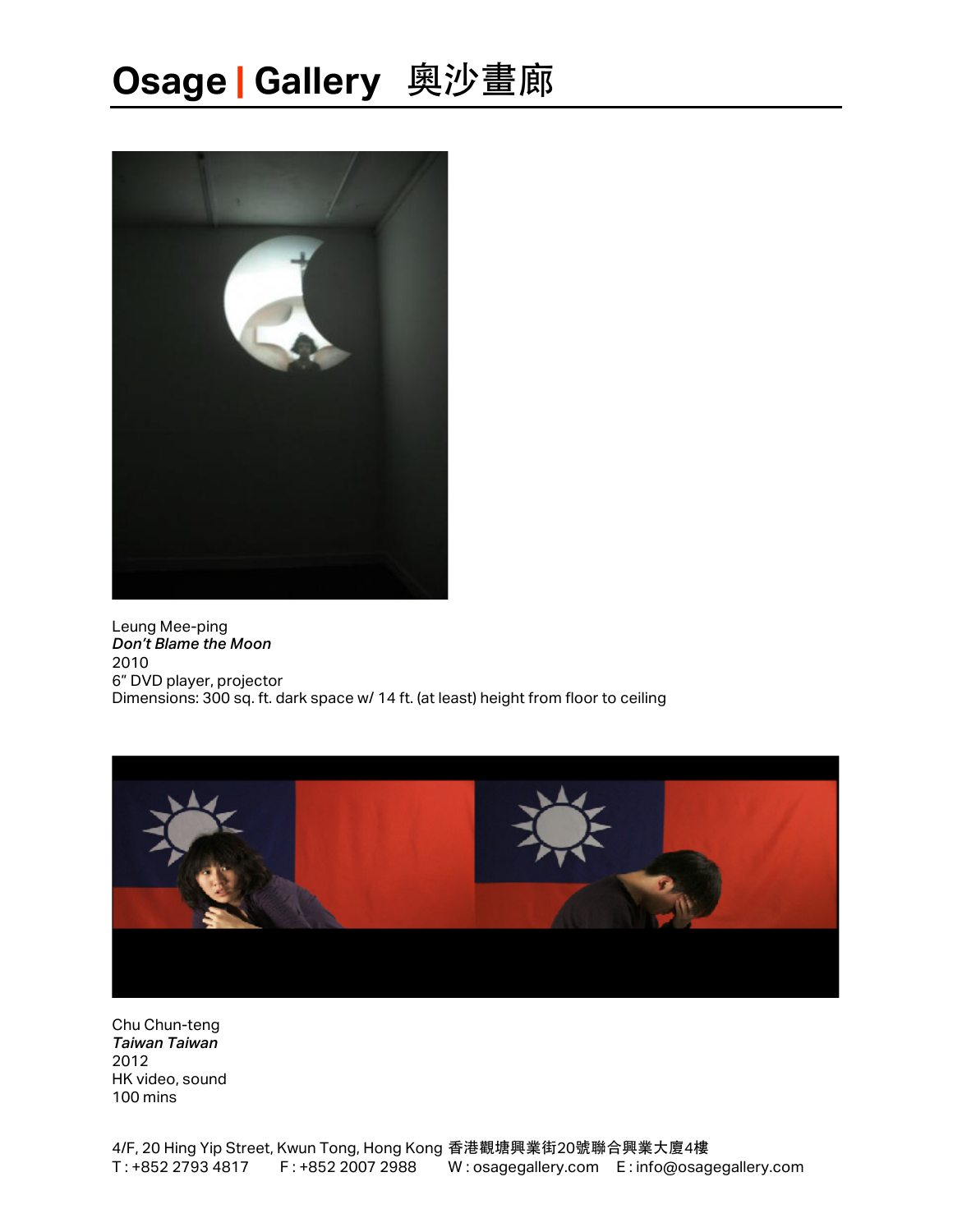Leung Mee-ping
***Don't Blame the Moon***
2010
6" DVD player, projector
Dimensions: 300 sq. ft. dark space w/ 14 ft. (at least) height from floor to ceiling

Chu Chun-teng
***Taiwan Taiwan***
2012
HK video, sound
100 mins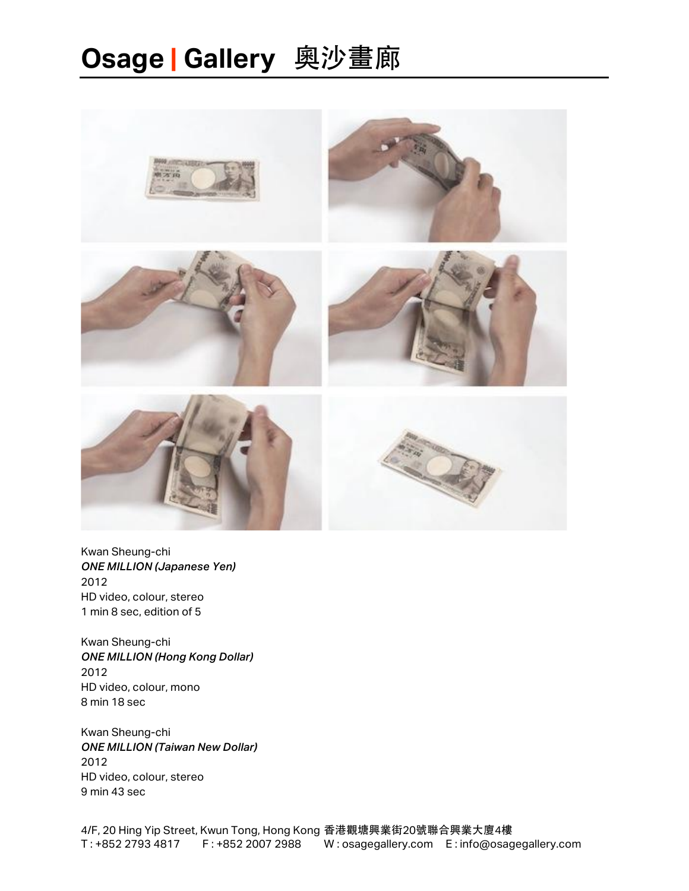Kwan Sheung-chi
***ONE MILLION (Japanese Yen)***
2012
HD video, colour, stereo
1 min 8 sec, edition of 5

Kwan Sheung-chi
***ONE MILLION (Hong Kong Dollar)***
2012
HD video, colour, mono
8 min 18 sec

Kwan Sheung-chi
***ONE MILLION (Taiwan New Dollar)***
2012
HD video, colour, stereo
9 min 43 sec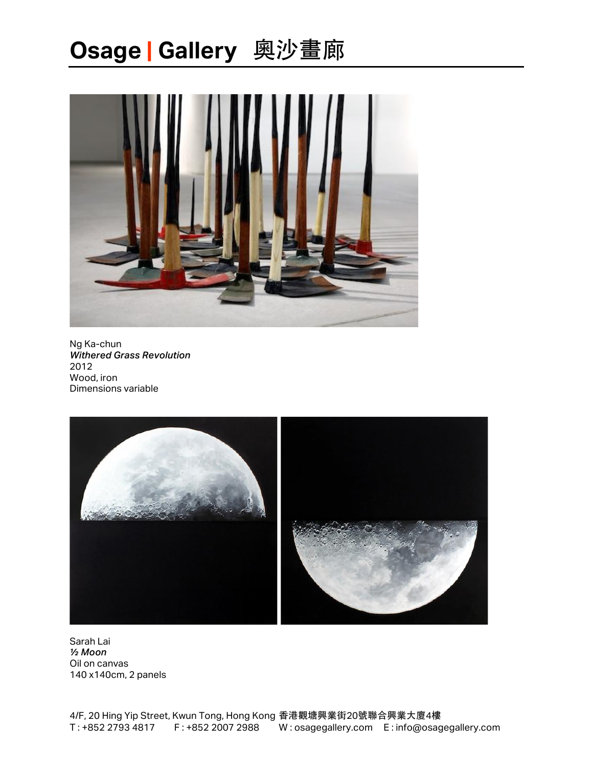Ng Ka-chun
***Withered Grass Revolution***
2012
Wood, iron
Dimensions variable

Sarah Lai
***½ Moon***
Oil on canvas
140 x140cm, 2 panels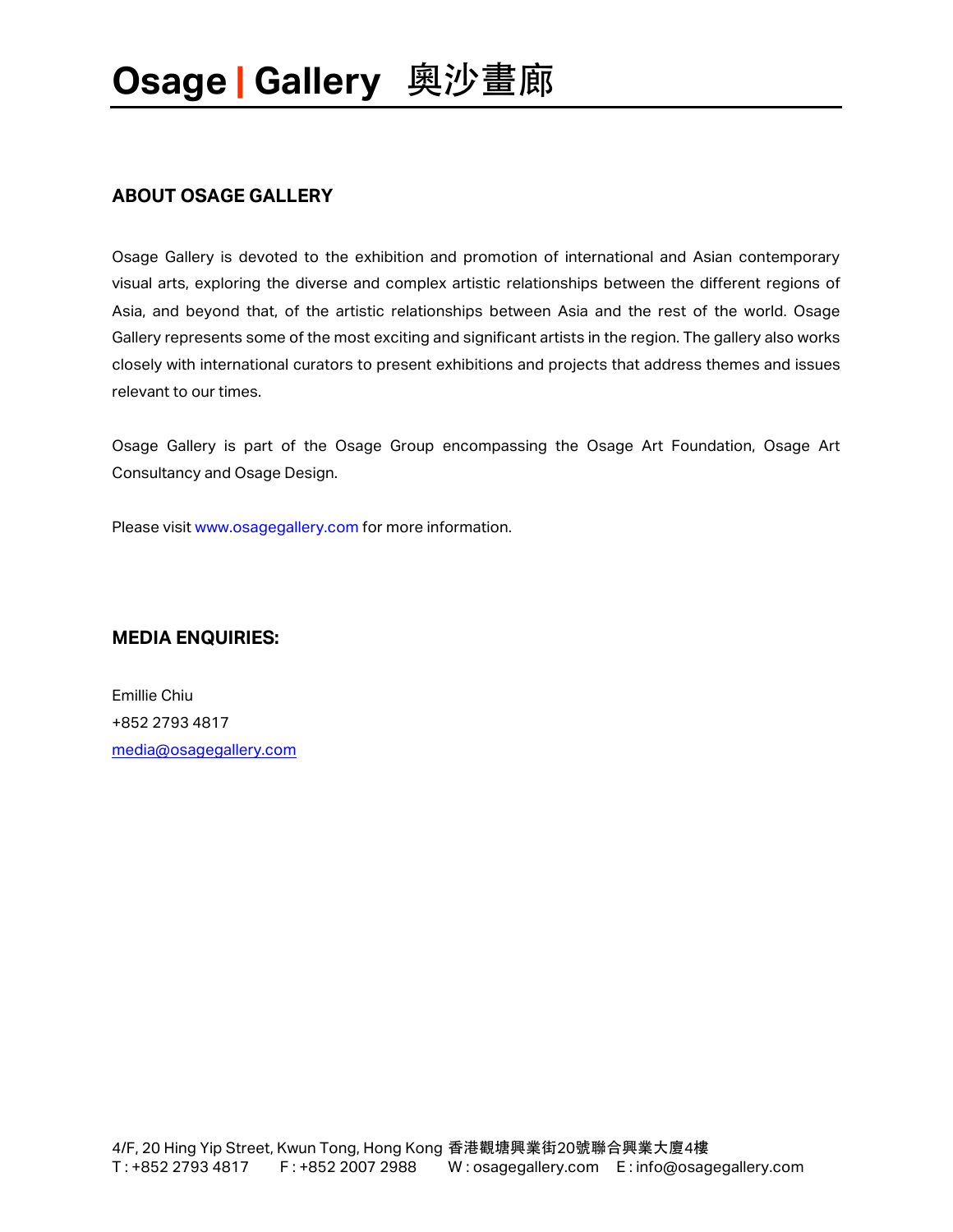## ABOUT OSAGE GALLERY

Osage Gallery is devoted to the exhibition and promotion of international and Asian contemporary visual arts, exploring the diverse and complex artistic relationships between the different regions of Asia, and beyond that, of the artistic relationships between Asia and the rest of the world. Osage Gallery represents some of the most exciting and significant artists in the region. The gallery also works closely with international curators to present exhibitions and projects that address themes and issues relevant to our times.

Osage Gallery is part of the Osage Group encompassing the Osage Art Foundation, Osage Art Consultancy and Osage Design.

Please visit www.osagegallery.com for more information.

## MEDIA ENQUIRIES:

Emillie Chiu
+852 2793 4817
media@osagegallery.com